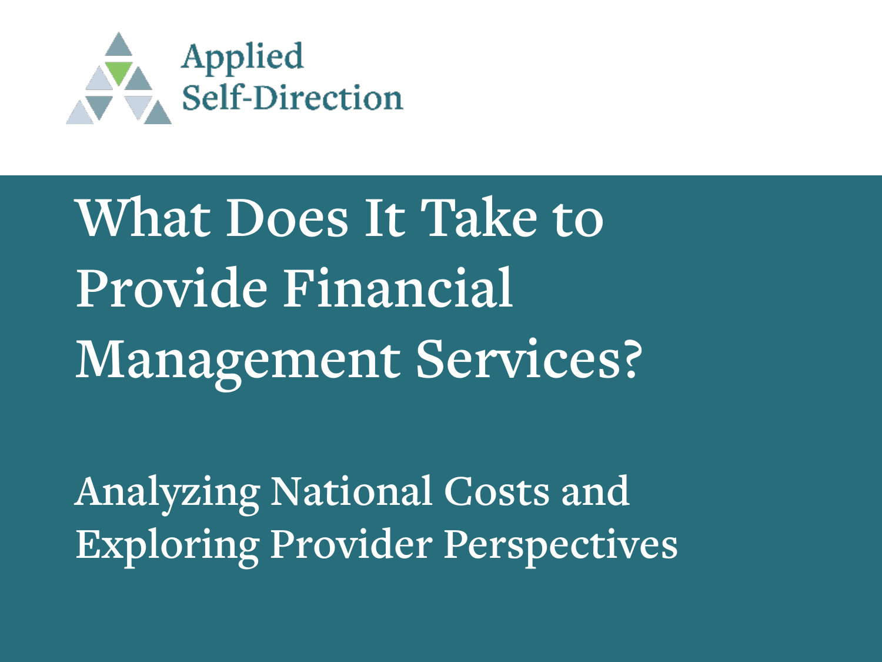Applied Self-Direction

# What Does It Take to Provide Financial Management Services?

## Analyzing National Costs and Exploring Provider Perspectives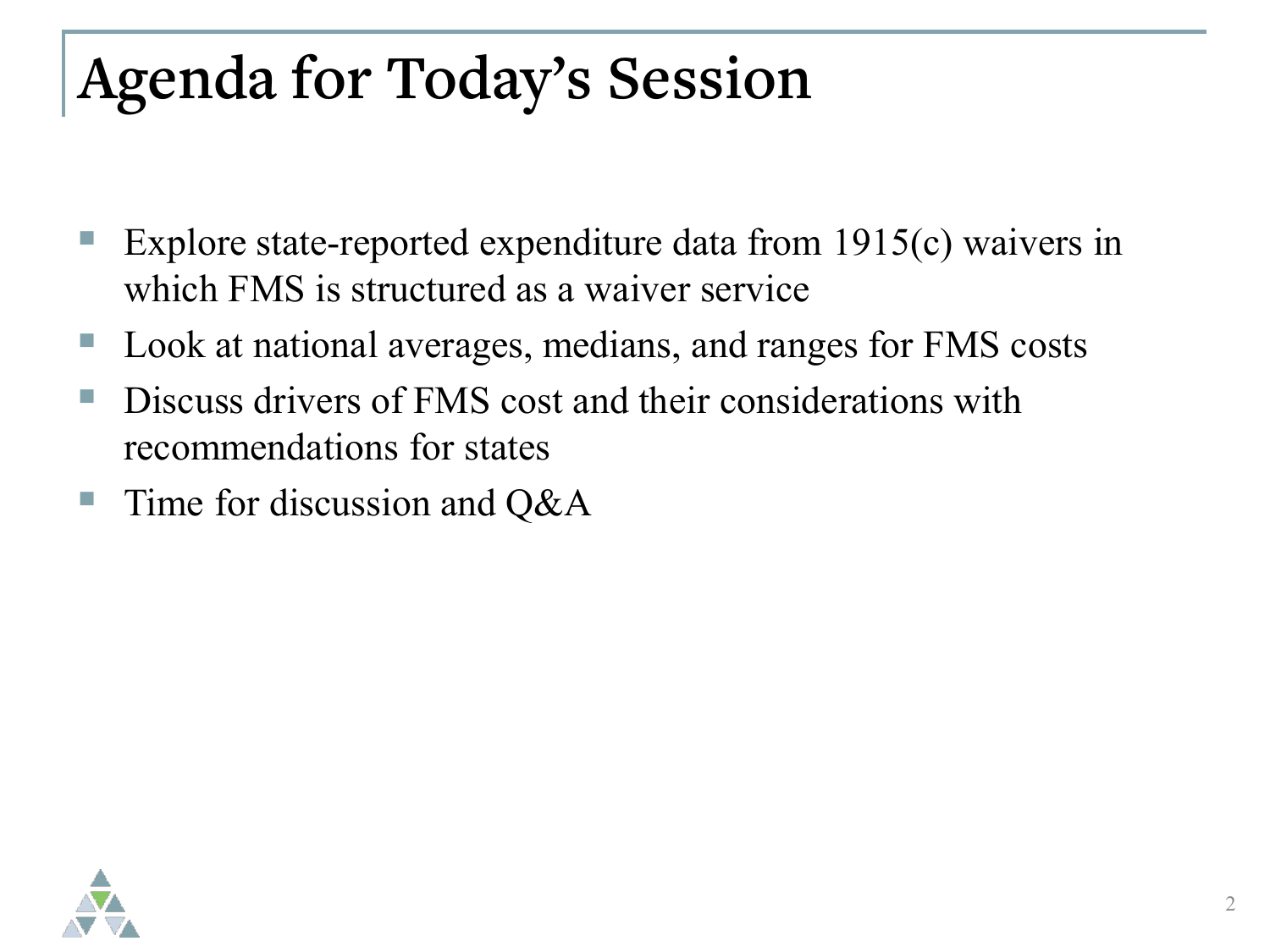# Agenda for Today's Session

- Explore state-reported expenditure data from 1915(c) waivers in which FMS is structured as a waiver service
- Look at national averages, medians, and ranges for FMS costs
- Discuss drivers of FMS cost and their considerations with recommendations for states
- Time for discussion and Q&A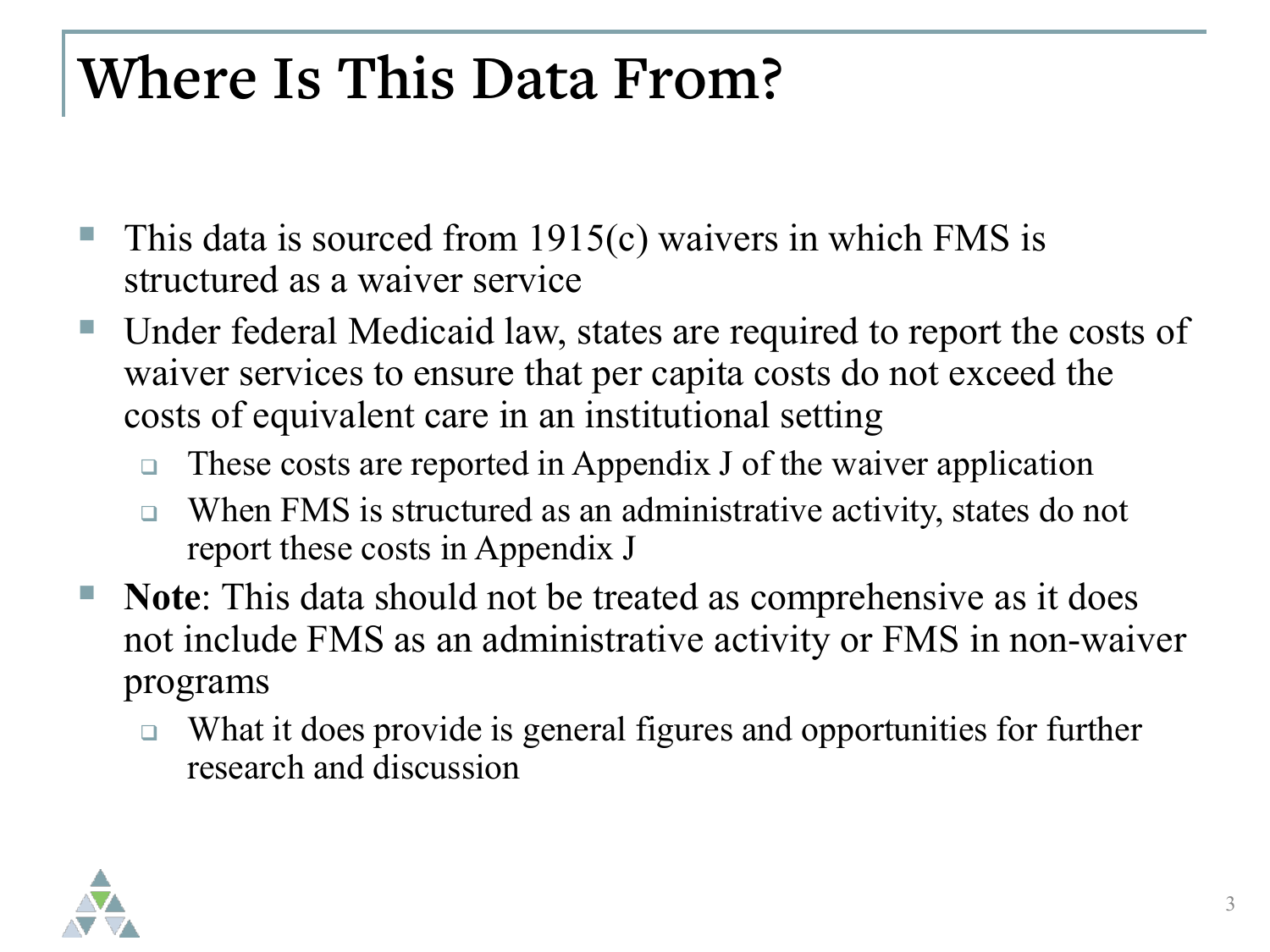# Where Is This Data From?

- This data is sourced from 1915(c) waivers in which FMS is structured as a waiver service
- Under federal Medicaid law, states are required to report the costs of waiver services to ensure that per capita costs do not exceed the costs of equivalent care in an institutional setting
  - These costs are reported in Appendix J of the waiver application
  - When FMS is structured as an administrative activity, states do not report these costs in Appendix J
- **Note**: This data should not be treated as comprehensive as it does not include FMS as an administrative activity or FMS in non-waiver programs
  - What it does provide is general figures and opportunities for further research and discussion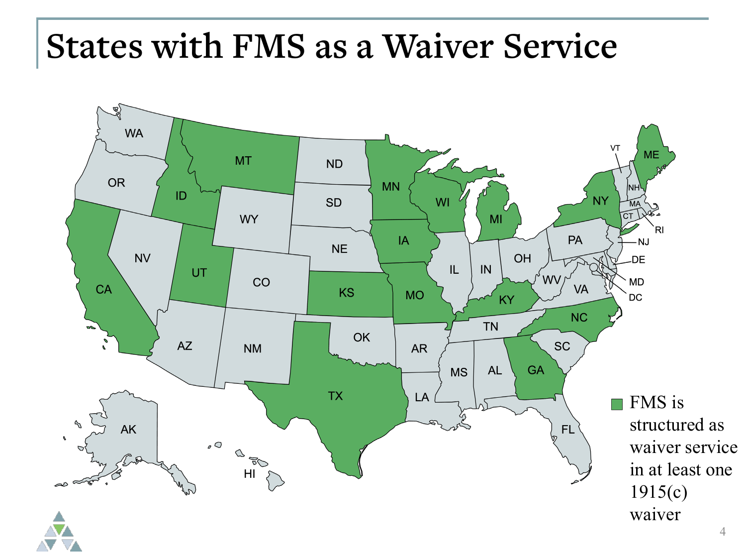# States with FMS as a Waiver Service

FMS is structured as waiver service in at least one 1915(c) waiver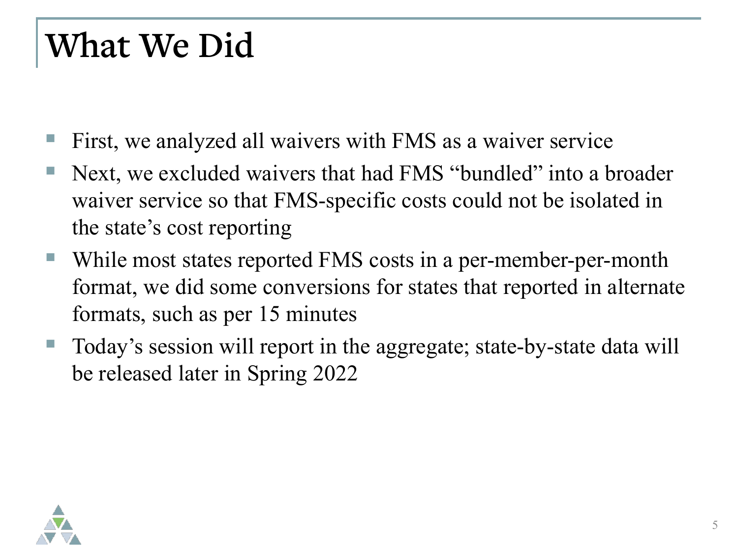# What We Did

- First, we analyzed all waivers with FMS as a waiver service
- Next, we excluded waivers that had FMS "bundled" into a broader waiver service so that FMS-specific costs could not be isolated in the state's cost reporting
- While most states reported FMS costs in a per-member-per-month format, we did some conversions for states that reported in alternate formats, such as per 15 minutes
- Today's session will report in the aggregate; state-by-state data will be released later in Spring 2022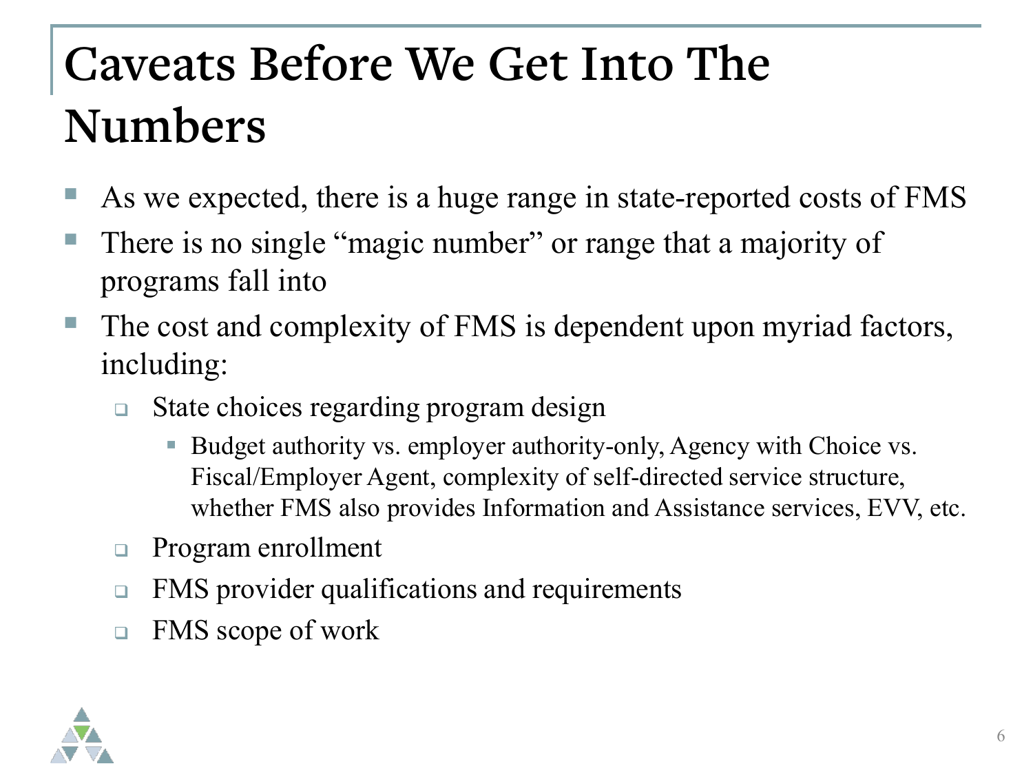# Caveats Before We Get Into The Numbers

- As we expected, there is a huge range in state-reported costs of FMS
- There is no single "magic number" or range that a majority of programs fall into
- The cost and complexity of FMS is dependent upon myriad factors, including:
  - State choices regarding program design
    - Budget authority vs. employer authority-only, Agency with Choice vs. Fiscal/Employer Agent, complexity of self-directed service structure, whether FMS also provides Information and Assistance services, EVV, etc.
  - Program enrollment
  - FMS provider qualifications and requirements
  - FMS scope of work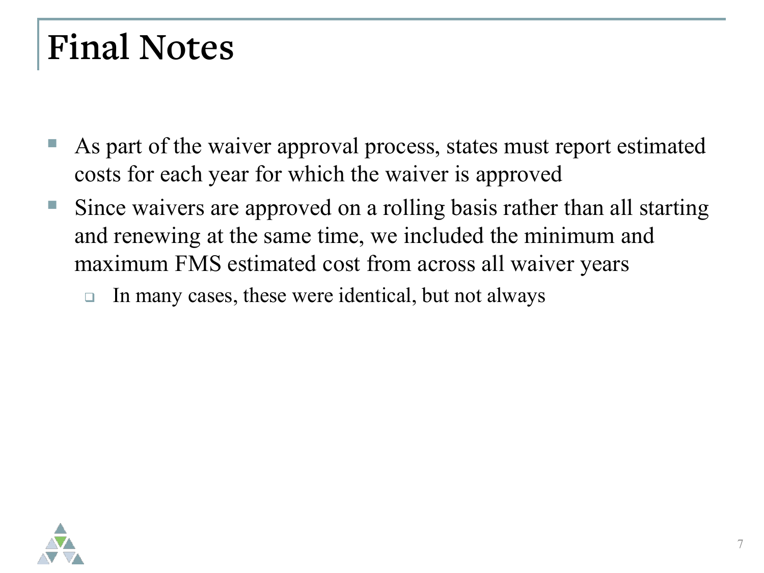# Final Notes

- As part of the waiver approval process, states must report estimated costs for each year for which the waiver is approved
- Since waivers are approved on a rolling basis rather than all starting and renewing at the same time, we included the minimum and maximum FMS estimated cost from across all waiver years
  - In many cases, these were identical, but not always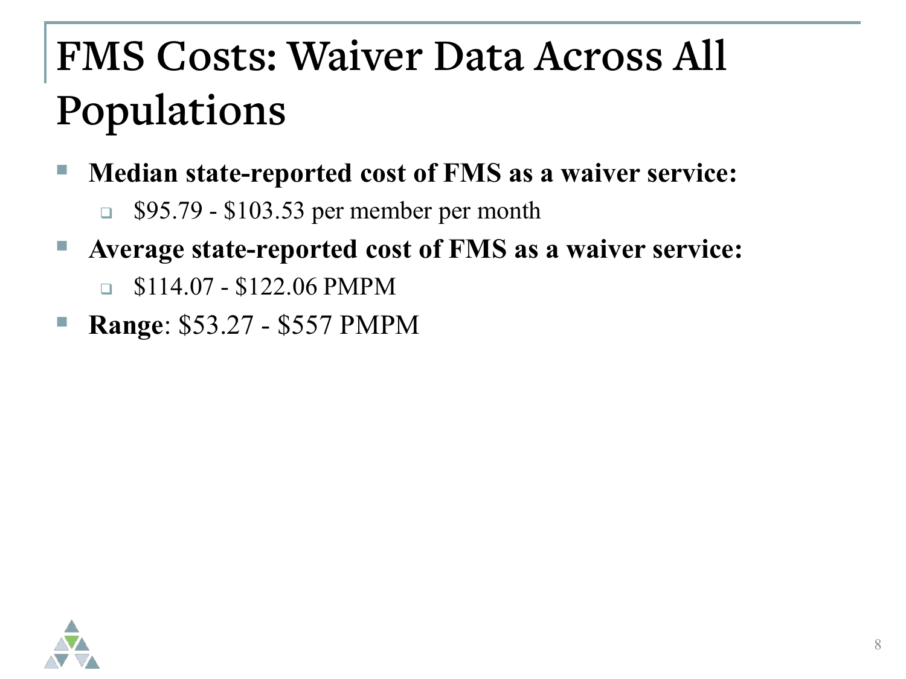# FMS Costs: Waiver Data Across All Populations

- **Median state-reported cost of FMS as a waiver service:**
  - $95.79 - $103.53 per member per month
- **Average state-reported cost of FMS as a waiver service:**
  - $114.07 - $122.06 PMPM
- **Range**: $53.27 - $557 PMPM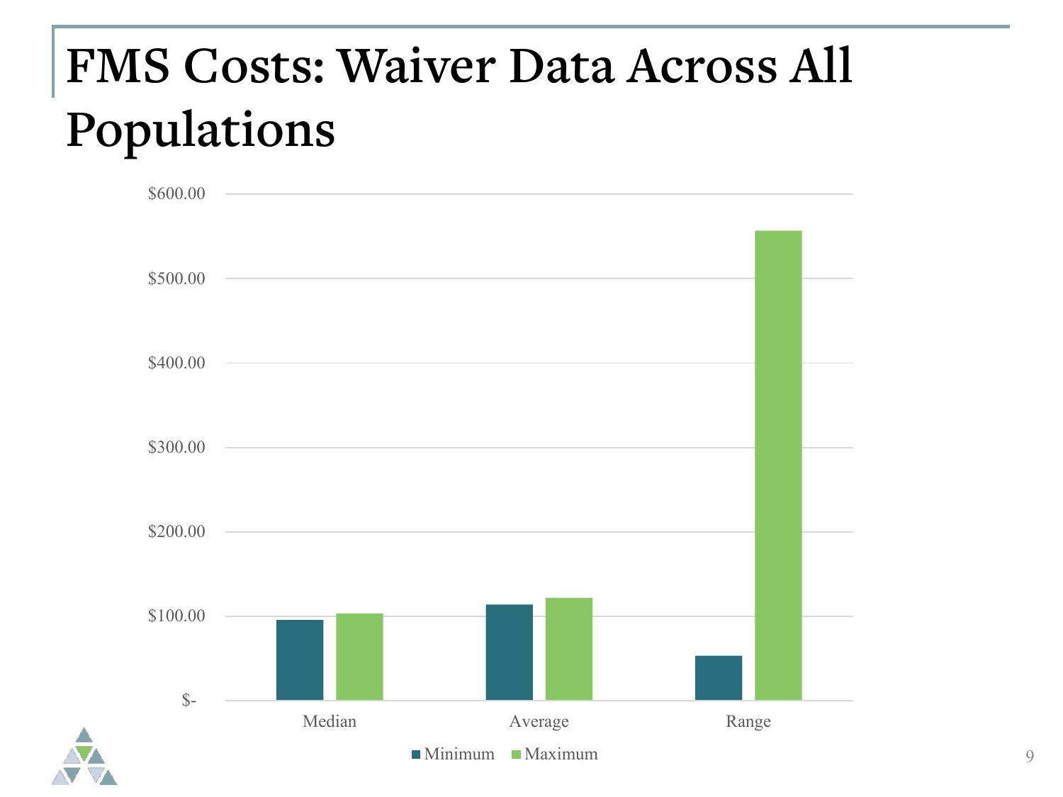# FMS Costs: Waiver Data Across All Populations

$600.00

$500.00

$400.00

$300.00

$200.00

$100.00

$-

Median

Average

Range

Minimum Maximum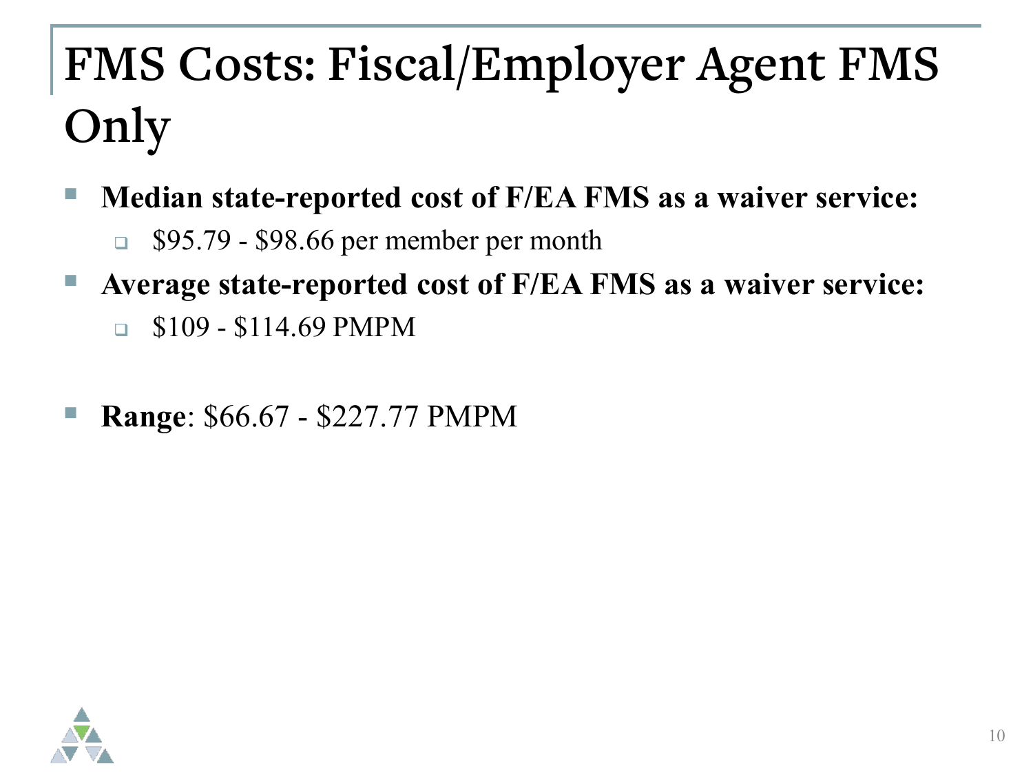# FMS Costs: Fiscal/Employer Agent FMS Only

- **Median state-reported cost of F/EA FMS as a waiver service:**
  - $95.79 - $98.66 per member per month
- **Average state-reported cost of F/EA FMS as a waiver service:**
  - $109 - $114.69 PMPM

- **Range**: $66.67 - $227.77 PMPM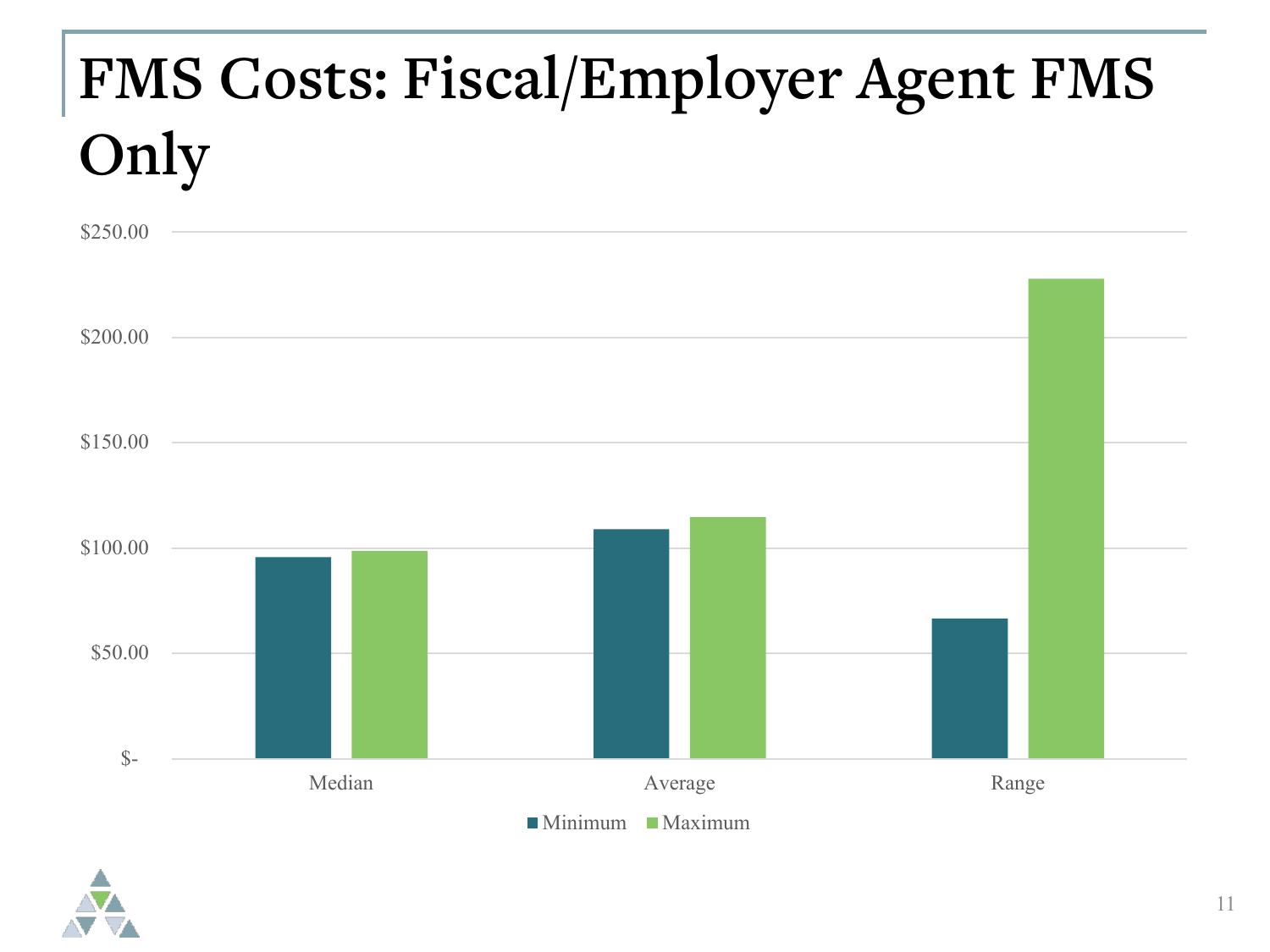# FMS Costs: Fiscal/Employer Agent FMS Only

$250.00
$200.00
$150.00
$100.00
$50.00
$-

Median | Average | Range

■ Minimum ■ Maximum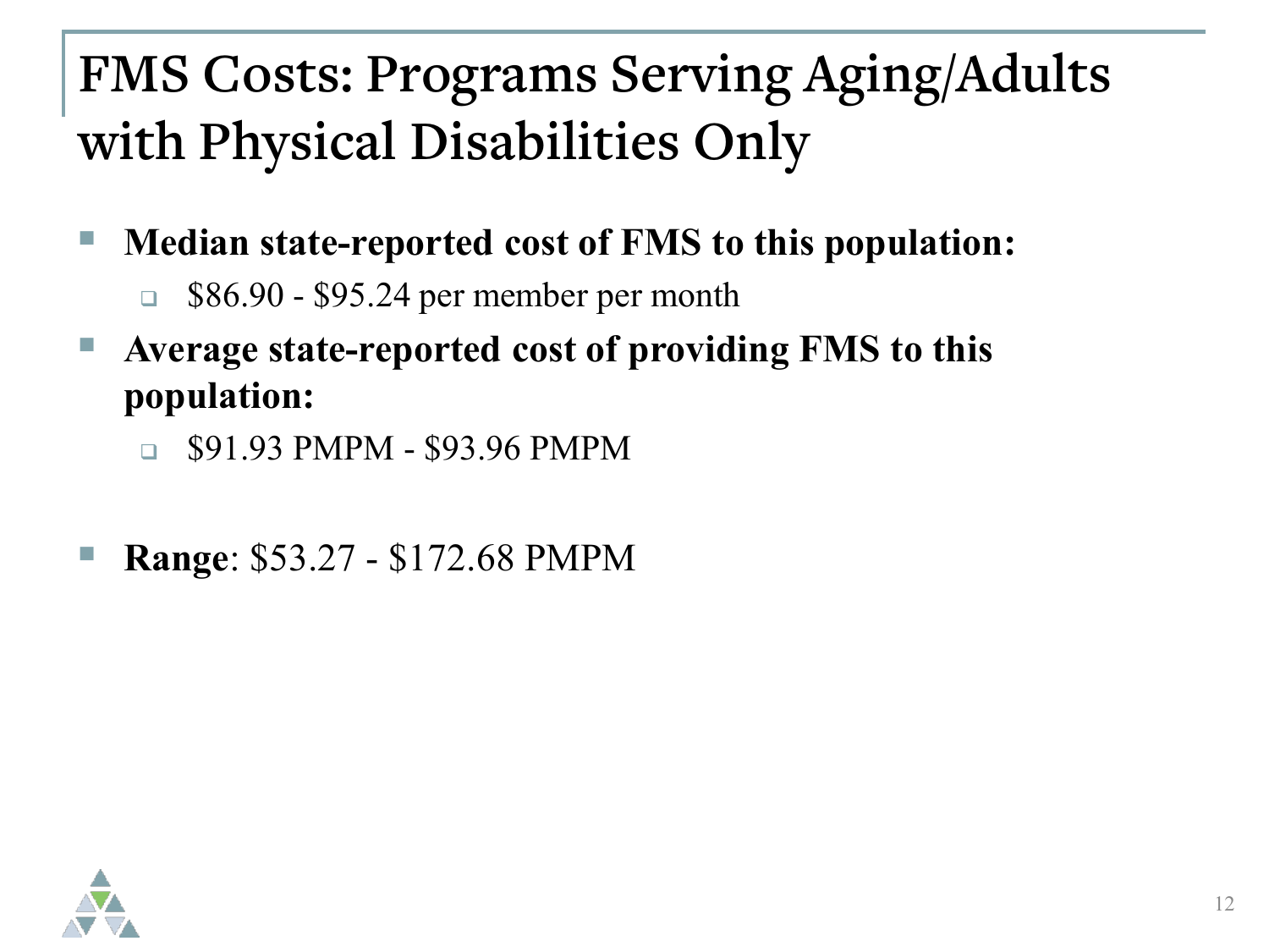# FMS Costs: Programs Serving Aging/Adults with Physical Disabilities Only

- **Median state-reported cost of FMS to this population:**
  - $86.90 - $95.24 per member per month
- **Average state-reported cost of providing FMS to this population:**
  - $91.93 PMPM - $93.96 PMPM
- **Range**: $53.27 - $172.68 PMPM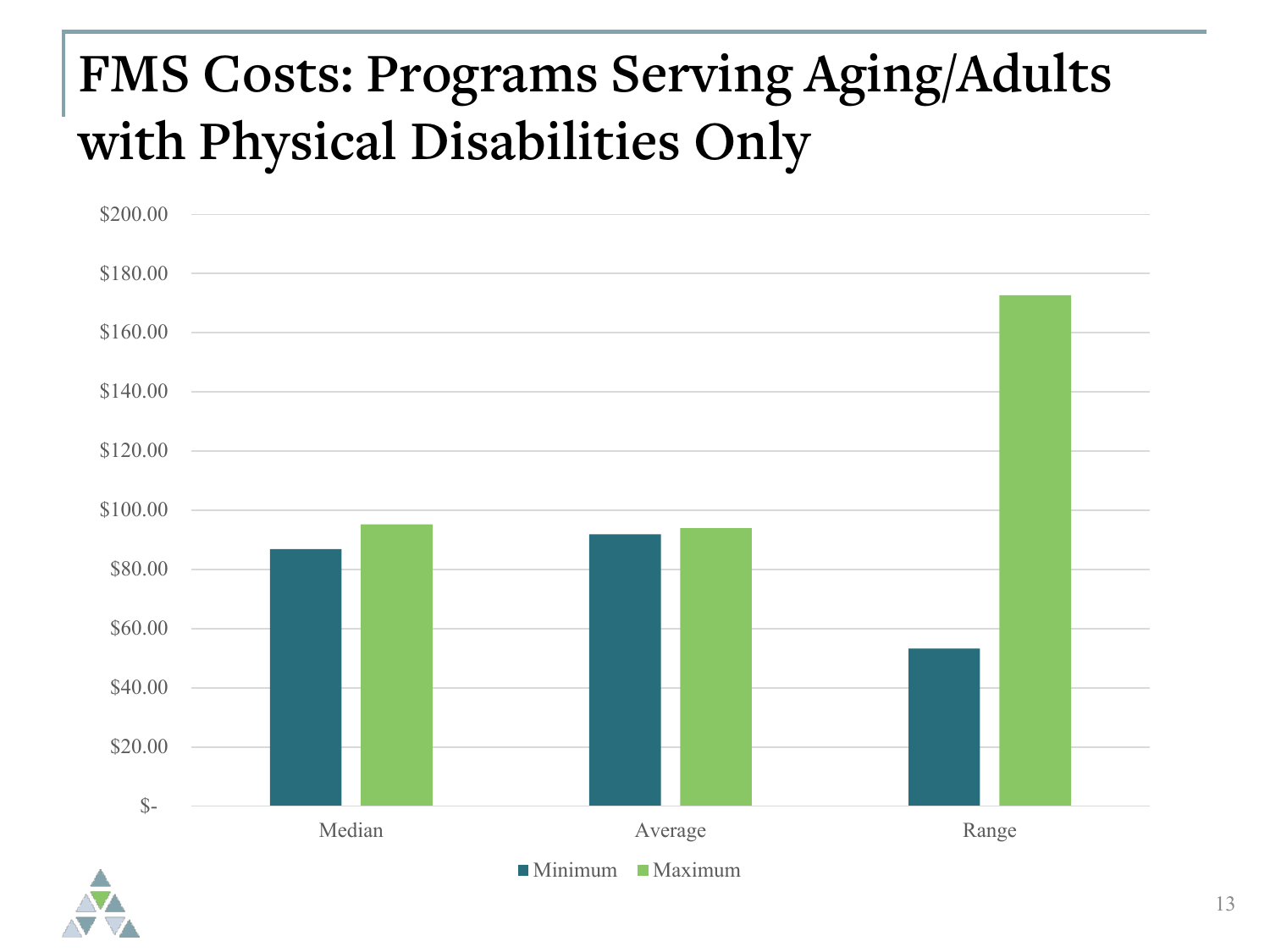# FMS Costs: Programs Serving Aging/Adults with Physical Disabilities Only

$200.00
$180.00
$160.00
$140.00
$120.00
$100.00
$80.00
$60.00
$40.00
$20.00
$-

Median Average Range

■ Minimum ■ Maximum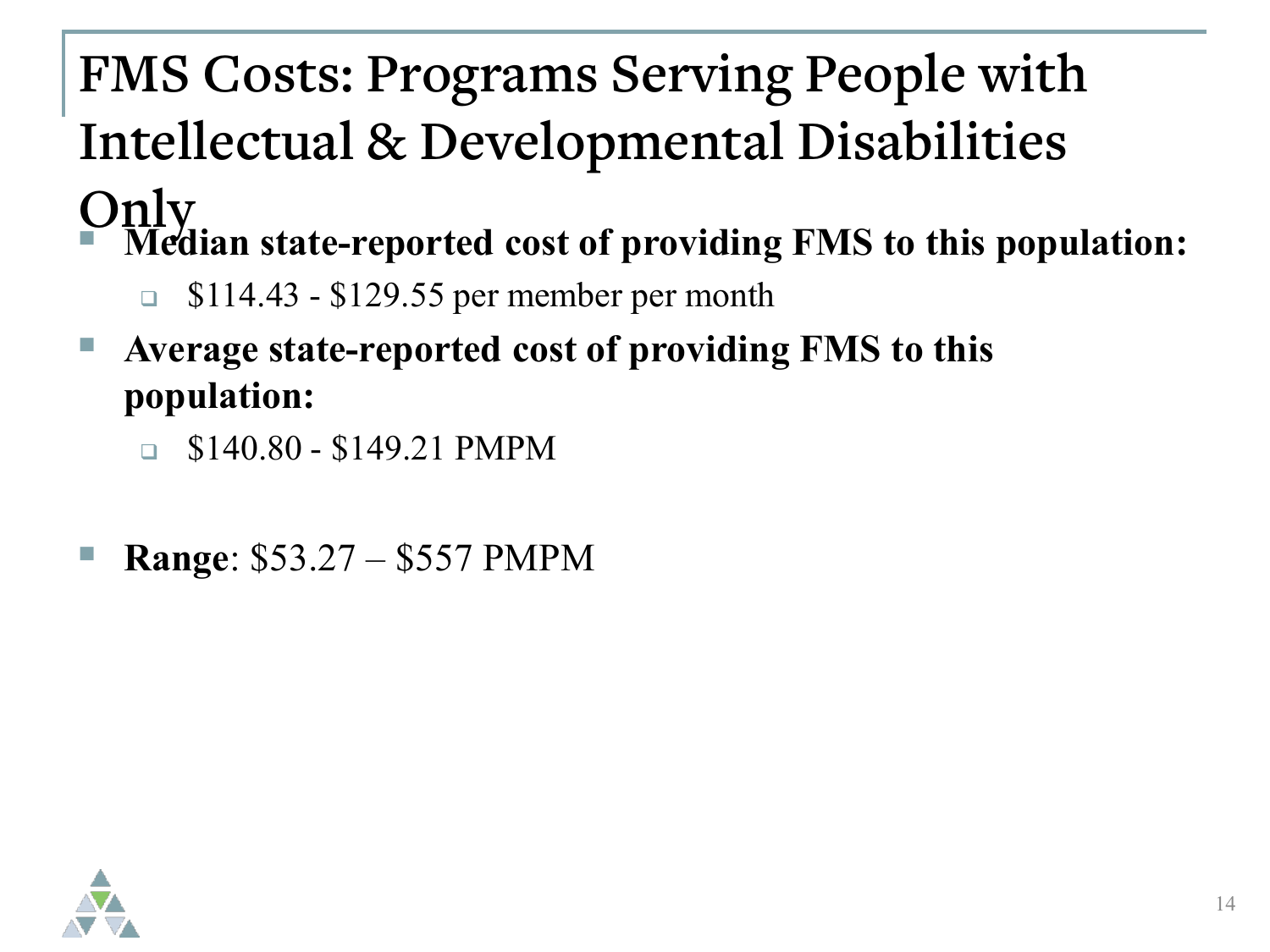# FMS Costs: Programs Serving People with Intellectual & Developmental Disabilities Only

- **Median state-reported cost of providing FMS to this population:**
  - $114.43 - $129.55 per member per month
- **Average state-reported cost of providing FMS to this population:**
  - $140.80 - $149.21 PMPM
- **Range**: $53.27 – $557 PMPM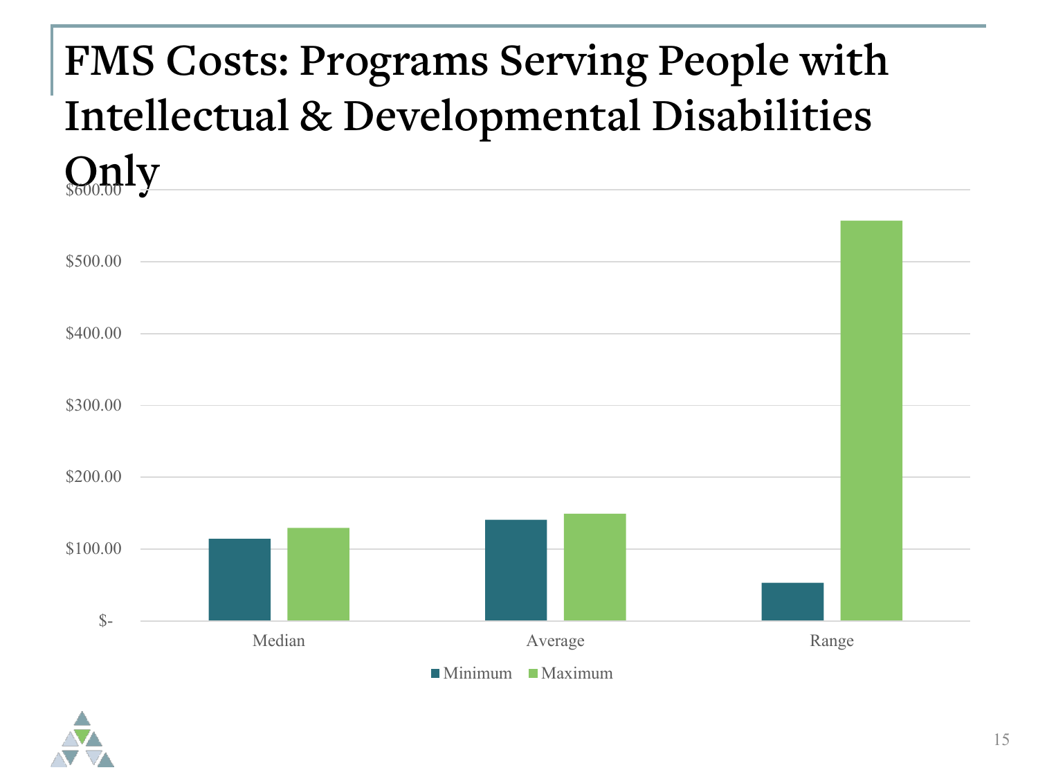# FMS Costs: Programs Serving People with Intellectual & Developmental Disabilities Only

$600.00

$500.00

$400.00

$300.00

$200.00

$100.00

$-

Median Average Range

■ Minimum ■ Maximum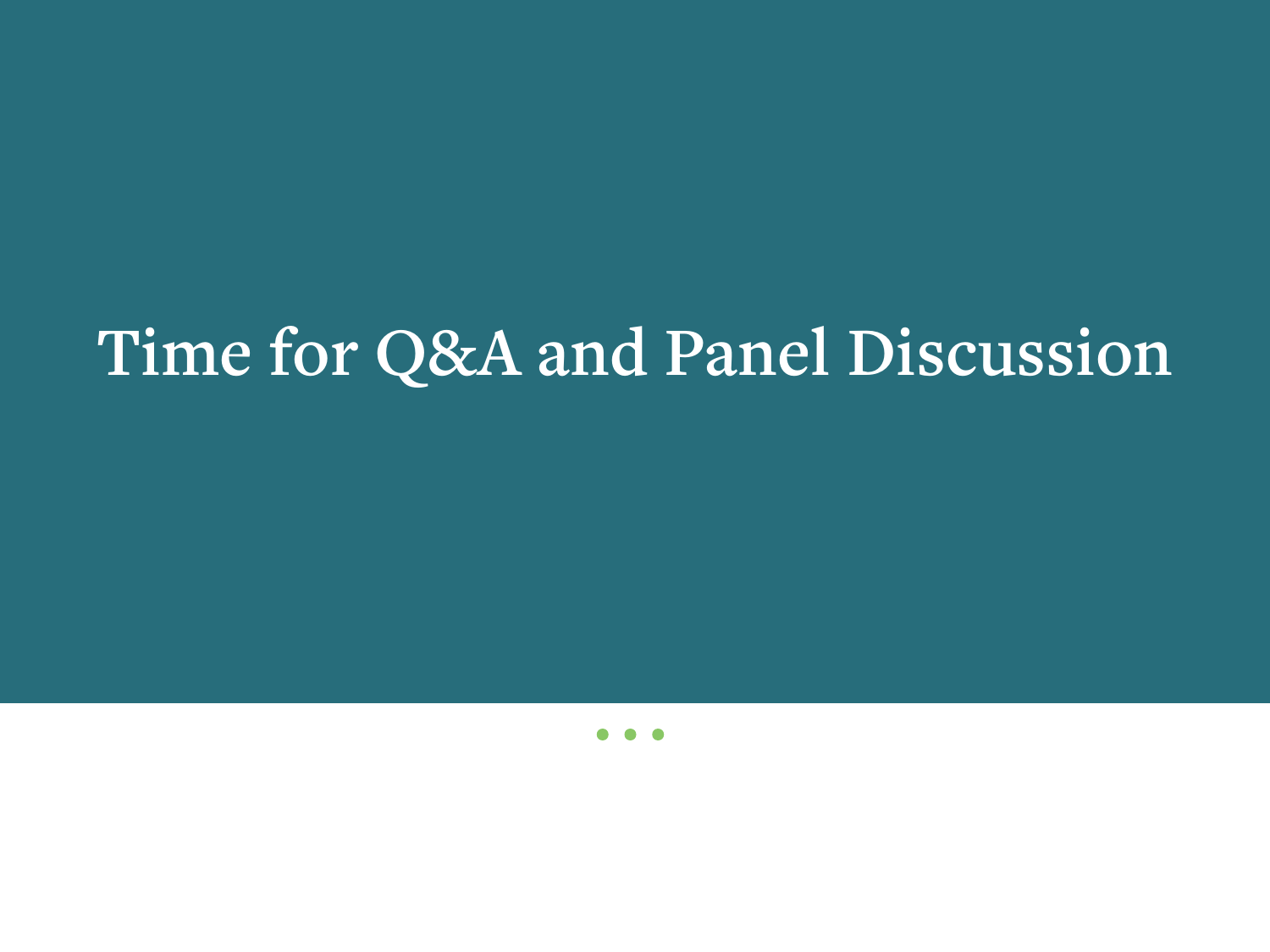# Time for Q&A and Panel Discussion